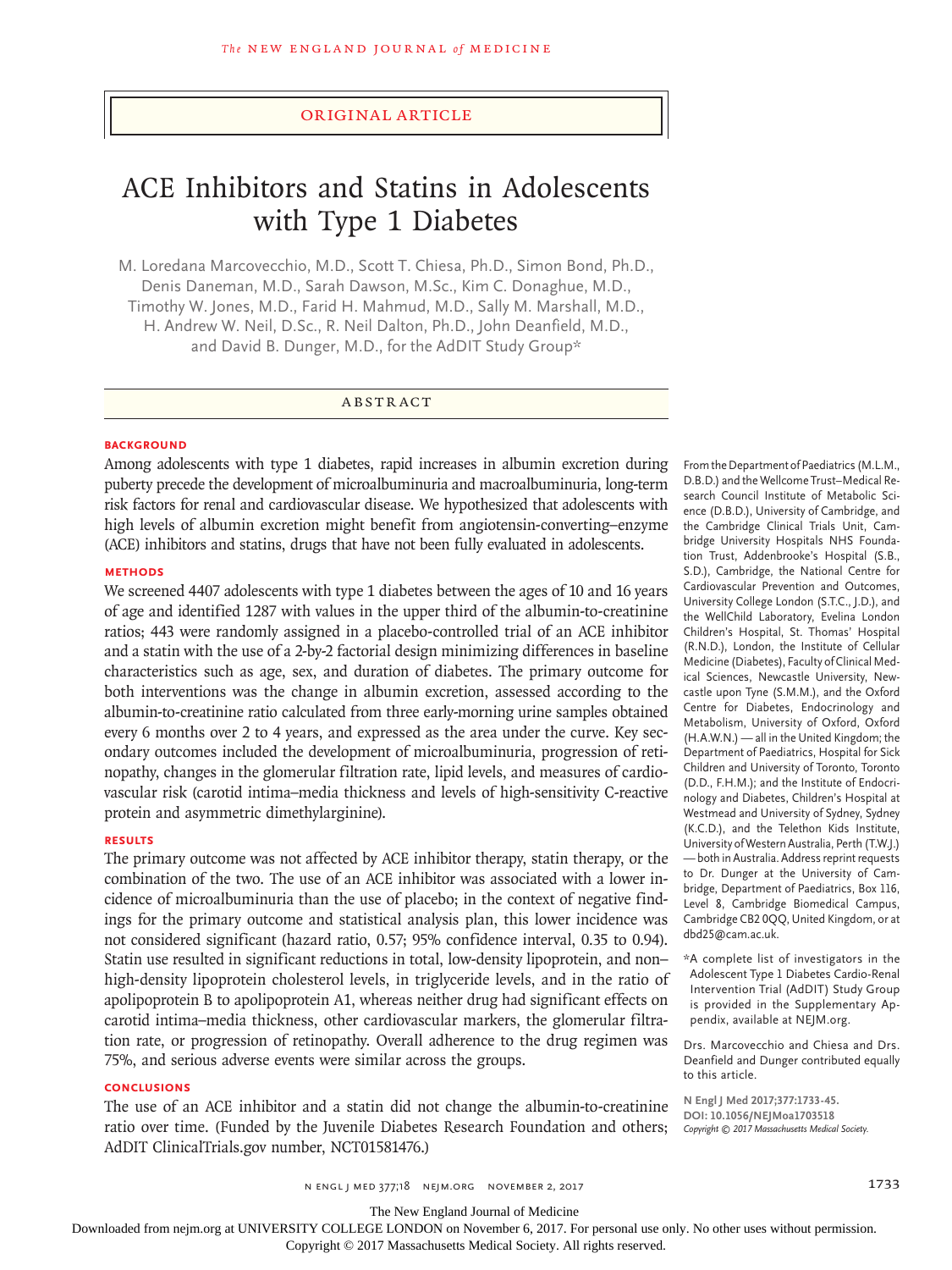Original Article

# ACE Inhibitors and Statins in Adolescents with Type 1 Diabetes

M. Loredana Marcovecchio, M.D., Scott T. Chiesa, Ph.D., Simon Bond, Ph.D., Denis Daneman, M.D., Sarah Dawson, M.Sc., Kim C. Donaghue, M.D., Timothy W. Jones, M.D., Farid H. Mahmud, M.D., Sally M. Marshall, M.D., H. Andrew W. Neil, D.Sc., R. Neil Dalton, Ph.D., John Deanfield, M.D., and David B. Dunger, M.D., for the AdDIT Study Group*

## Abstract

### Background

Among adolescents with type 1 diabetes, rapid increases in albumin excretion during puberty precede the development of microalbuminuria and macroalbuminuria, long-term risk factors for renal and cardiovascular disease. We hypothesized that adolescents with high levels of albumin excretion might benefit from angiotensin-converting–enzyme (ACE) inhibitors and statins, drugs that have not been fully evaluated in adolescents.

### Methods

We screened 4407 adolescents with type 1 diabetes between the ages of 10 and 16 years of age and identified 1287 with values in the upper third of the albumin-to-creatinine ratios; 443 were randomly assigned in a placebo-controlled trial of an ACE inhibitor and a statin with the use of a 2-by-2 factorial design minimizing differences in baseline characteristics such as age, sex, and duration of diabetes. The primary outcome for both interventions was the change in albumin excretion, assessed according to the albumin-to-creatinine ratio calculated from three early-morning urine samples obtained every 6 months over 2 to 4 years, and expressed as the area under the curve. Key secondary outcomes included the development of microalbuminuria, progression of retinopathy, changes in the glomerular filtration rate, lipid levels, and measures of cardiovascular risk (carotid intima–media thickness and levels of high-sensitivity C-reactive protein and asymmetric dimethylarginine).

### Results

The primary outcome was not affected by ACE inhibitor therapy, statin therapy, or the combination of the two. The use of an ACE inhibitor was associated with a lower incidence of microalbuminuria than the use of placebo; in the context of negative findings for the primary outcome and statistical analysis plan, this lower incidence was not considered significant (hazard ratio, 0.57; 95% confidence interval, 0.35 to 0.94). Statin use resulted in significant reductions in total, low-density lipoprotein, and non–high-density lipoprotein cholesterol levels, in triglyceride levels, and in the ratio of apolipoprotein B to apolipoprotein A1, whereas neither drug had significant effects on carotid intima–media thickness, other cardiovascular markers, the glomerular filtration rate, or progression of retinopathy. Overall adherence to the drug regimen was 75%, and serious adverse events were similar across the groups.

### Conclusions

The use of an ACE inhibitor and a statin did not change the albumin-to-creatinine ratio over time. (Funded by the Juvenile Diabetes Research Foundation and others; AdDIT ClinicalTrials.gov number, NCT01581476.)

From the Department of Paediatrics (M.L.M., D.B.D.) and the Wellcome Trust–Medical Research Council Institute of Metabolic Science (D.B.D.), University of Cambridge, and the Cambridge Clinical Trials Unit, Cambridge University Hospitals NHS Foundation Trust, Addenbrooke's Hospital (S.B., S.D.), Cambridge, the National Centre for Cardiovascular Prevention and Outcomes, University College London (S.T.C., J.D.), and the WellChild Laboratory, Evelina London Children's Hospital, St. Thomas' Hospital (R.N.D.), London, the Institute of Cellular Medicine (Diabetes), Faculty of Clinical Medical Sciences, Newcastle University, Newcastle upon Tyne (S.M.M.), and the Oxford Centre for Diabetes, Endocrinology and Metabolism, University of Oxford, Oxford (H.A.W.N.) — all in the United Kingdom; the Department of Paediatrics, Hospital for Sick Children and University of Toronto, Toronto (D.D., F.H.M.); and the Institute of Endocrinology and Diabetes, Children's Hospital at Westmead and University of Sydney, Sydney (K.C.D.), and the Telethon Kids Institute, University of Western Australia, Perth (T.W.J.) — both in Australia. Address reprint requests to Dr. Dunger at the University of Cambridge, Department of Paediatrics, Box 116, Level 8, Cambridge Biomedical Campus, Cambridge CB2 0QQ, United Kingdom, or at dbd25@cam.ac.uk.

*A complete list of investigators in the Adolescent Type 1 Diabetes Cardio-Renal Intervention Trial (AdDIT) Study Group is provided in the Supplementary Appendix, available at NEJM.org.

Drs. Marcovecchio and Chiesa and Drs. Deanfield and Dunger contributed equally to this article.

N Engl J Med 2017;377:1733-45.
DOI: 10.1056/NEJMoa1703518
Copyright © 2017 Massachusetts Medical Society.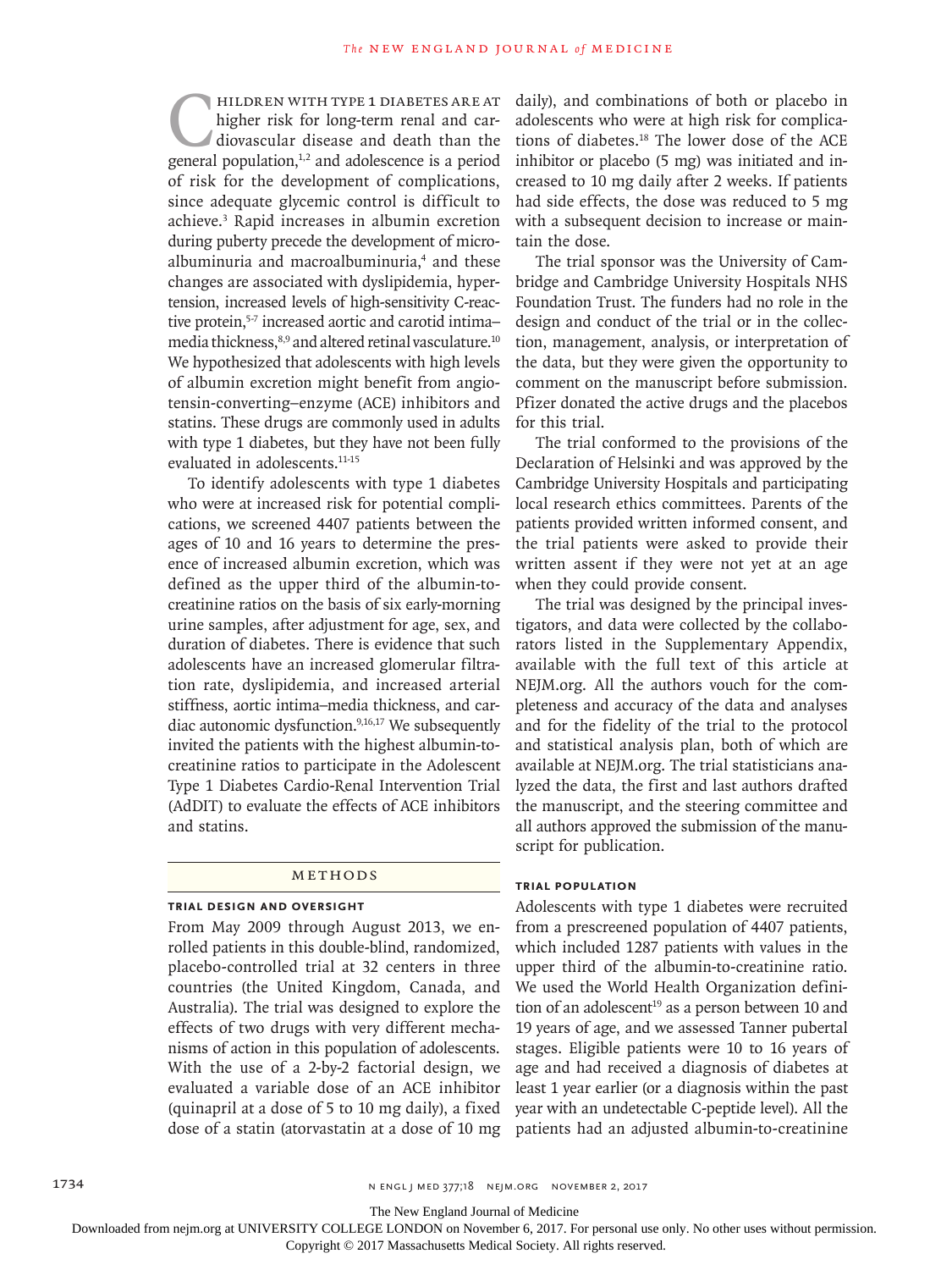Children with type 1 diabetes are at higher risk for long-term renal and cardiovascular disease and death than the general population,[1,2] and adolescence is a period of risk for the development of complications, since adequate glycemic control is difficult to achieve.[3] Rapid increases in albumin excretion during puberty precede the development of microalbuminuria and macroalbuminuria,[4] and these changes are associated with dyslipidemia, hypertension, increased levels of high-sensitivity C-reactive protein,[5-7] increased aortic and carotid intima–media thickness,[8,9] and altered retinal vasculature.[10] We hypothesized that adolescents with high levels of albumin excretion might benefit from angiotensin-converting–enzyme (ACE) inhibitors and statins. These drugs are commonly used in adults with type 1 diabetes, but they have not been fully evaluated in adolescents.[11-15]

To identify adolescents with type 1 diabetes who were at increased risk for potential complications, we screened 4407 patients between the ages of 10 and 16 years to determine the presence of increased albumin excretion, which was defined as the upper third of the albumin-to-creatinine ratios on the basis of six early-morning urine samples, after adjustment for age, sex, and duration of diabetes. There is evidence that such adolescents have an increased glomerular filtration rate, dyslipidemia, and increased arterial stiffness, aortic intima–media thickness, and cardiac autonomic dysfunction.[9,16,17] We subsequently invited the patients with the highest albumin-to-creatinine ratios to participate in the Adolescent Type 1 Diabetes Cardio-Renal Intervention Trial (AdDIT) to evaluate the effects of ACE inhibitors and statins.

## Methods

### Trial Design and Oversight

From May 2009 through August 2013, we enrolled patients in this double-blind, randomized, placebo-controlled trial at 32 centers in three countries (the United Kingdom, Canada, and Australia). The trial was designed to explore the effects of two drugs with very different mechanisms of action in this population of adolescents. With the use of a 2-by-2 factorial design, we evaluated a variable dose of an ACE inhibitor (quinapril at a dose of 5 to 10 mg daily), a fixed dose of a statin (atorvastatin at a dose of 10 mg daily), and combinations of both or placebo in adolescents who were at high risk for complications of diabetes.[18] The lower dose of the ACE inhibitor or placebo (5 mg) was initiated and increased to 10 mg daily after 2 weeks. If patients had side effects, the dose was reduced to 5 mg with a subsequent decision to increase or maintain the dose.

The trial sponsor was the University of Cambridge and Cambridge University Hospitals NHS Foundation Trust. The funders had no role in the design and conduct of the trial or in the collection, management, analysis, or interpretation of the data, but they were given the opportunity to comment on the manuscript before submission. Pfizer donated the active drugs and the placebos for this trial.

The trial conformed to the provisions of the Declaration of Helsinki and was approved by the Cambridge University Hospitals and participating local research ethics committees. Parents of the patients provided written informed consent, and the trial patients were asked to provide their written assent if they were not yet at an age when they could provide consent.

The trial was designed by the principal investigators, and data were collected by the collaborators listed in the Supplementary Appendix, available with the full text of this article at NEJM.org. All the authors vouch for the completeness and accuracy of the data and analyses and for the fidelity of the trial to the protocol and statistical analysis plan, both of which are available at NEJM.org. The trial statisticians analyzed the data, the first and last authors drafted the manuscript, and the steering committee and all authors approved the submission of the manuscript for publication.

### Trial Population

Adolescents with type 1 diabetes were recruited from a prescreened population of 4407 patients, which included 1287 patients with values in the upper third of the albumin-to-creatinine ratio. We used the World Health Organization definition of an adolescent[19] as a person between 10 and 19 years of age, and we assessed Tanner pubertal stages. Eligible patients were 10 to 16 years of age and had received a diagnosis of diabetes at least 1 year earlier (or a diagnosis within the past year with an undetectable C-peptide level). All the patients had an adjusted albumin-to-creatinine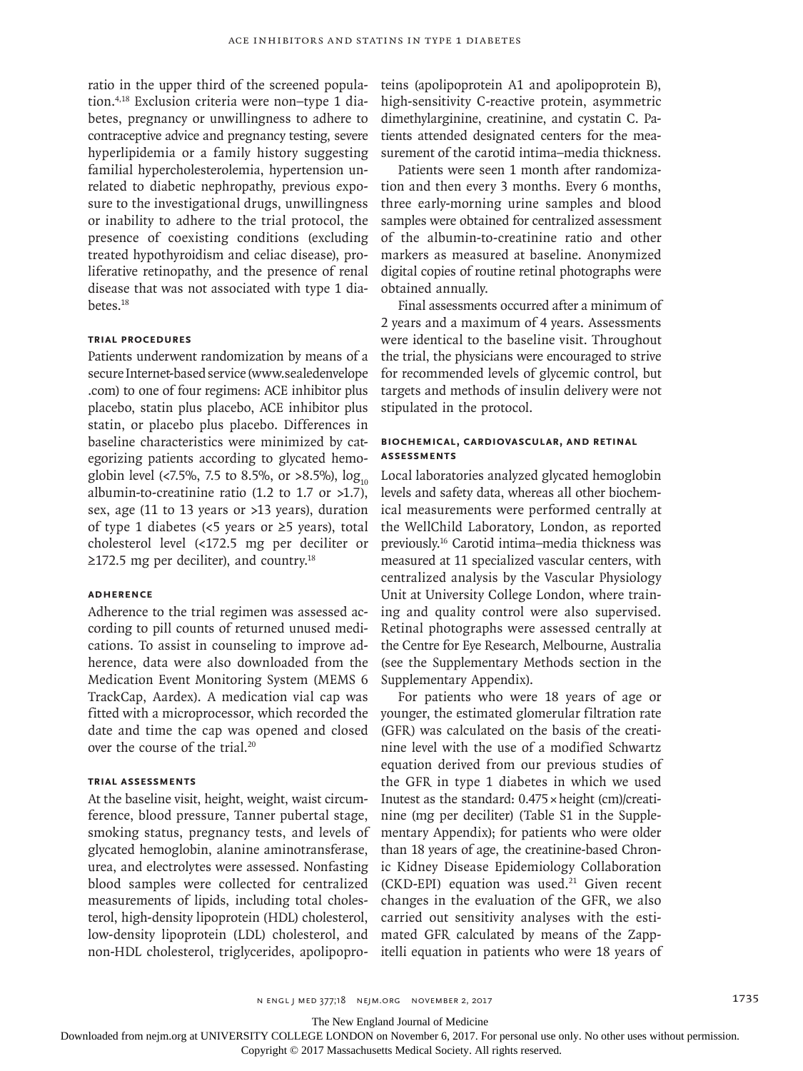ratio in the upper third of the screened population.[4,18] Exclusion criteria were non–type 1 diabetes, pregnancy or unwillingness to adhere to contraceptive advice and pregnancy testing, severe hyperlipidemia or a family history suggesting familial hypercholesterolemia, hypertension unrelated to diabetic nephropathy, previous exposure to the investigational drugs, unwillingness or inability to adhere to the trial protocol, the presence of coexisting conditions (excluding treated hypothyroidism and celiac disease), proliferative retinopathy, and the presence of renal disease that was not associated with type 1 diabetes.[18]

### Trial Procedures

Patients underwent randomization by means of a secure Internet-based service (www.sealedenvelope.com) to one of four regimens: ACE inhibitor plus placebo, statin plus placebo, ACE inhibitor plus statin, or placebo plus placebo. Differences in baseline characteristics were minimized by categorizing patients according to glycated hemoglobin level (<7.5%, 7.5 to 8.5%, or >8.5%), $\log_{10}$ albumin-to-creatinine ratio (1.2 to 1.7 or >1.7), sex, age (11 to 13 years or >13 years), duration of type 1 diabetes (<5 years or ≥5 years), total cholesterol level (<172.5 mg per deciliter or ≥172.5 mg per deciliter), and country.[18]

### Adherence

Adherence to the trial regimen was assessed according to pill counts of returned unused medications. To assist in counseling to improve adherence, data were also downloaded from the Medication Event Monitoring System (MEMS 6 TrackCap, Aardex). A medication vial cap was fitted with a microprocessor, which recorded the date and time the cap was opened and closed over the course of the trial.[20]

### Trial Assessments

At the baseline visit, height, weight, waist circumference, blood pressure, Tanner pubertal stage, smoking status, pregnancy tests, and levels of glycated hemoglobin, alanine aminotransferase, urea, and electrolytes were assessed. Nonfasting blood samples were collected for centralized measurements of lipids, including total cholesterol, high-density lipoprotein (HDL) cholesterol, low-density lipoprotein (LDL) cholesterol, and non-HDL cholesterol, triglycerides, apolipoproteins (apolipoprotein A1 and apolipoprotein B), high-sensitivity C-reactive protein, asymmetric dimethylarginine, creatinine, and cystatin C. Patients attended designated centers for the measurement of the carotid intima–media thickness.

Patients were seen 1 month after randomization and then every 3 months. Every 6 months, three early-morning urine samples and blood samples were obtained for centralized assessment of the albumin-to-creatinine ratio and other markers as measured at baseline. Anonymized digital copies of routine retinal photographs were obtained annually.

Final assessments occurred after a minimum of 2 years and a maximum of 4 years. Assessments were identical to the baseline visit. Throughout the trial, the physicians were encouraged to strive for recommended levels of glycemic control, but targets and methods of insulin delivery were not stipulated in the protocol.

### Biochemical, Cardiovascular, and Retinal Assessments

Local laboratories analyzed glycated hemoglobin levels and safety data, whereas all other biochemical measurements were performed centrally at the WellChild Laboratory, London, as reported previously.[16] Carotid intima–media thickness was measured at 11 specialized vascular centers, with centralized analysis by the Vascular Physiology Unit at University College London, where training and quality control were also supervised. Retinal photographs were assessed centrally at the Centre for Eye Research, Melbourne, Australia (see the Supplementary Methods section in the Supplementary Appendix).

For patients who were 18 years of age or younger, the estimated glomerular filtration rate (GFR) was calculated on the basis of the creatinine level with the use of a modified Schwartz equation derived from our previous studies of the GFR in type 1 diabetes in which we used Inutest as the standard: $0.475 \times \text{height (cm)}/\text{creatinine (mg per deciliter)}$ (Table S1 in the Supplementary Appendix); for patients who were older than 18 years of age, the creatinine-based Chronic Kidney Disease Epidemiology Collaboration (CKD-EPI) equation was used.[21] Given recent changes in the evaluation of the GFR, we also carried out sensitivity analyses with the estimated GFR calculated by means of the Zappitelli equation in patients who were 18 years of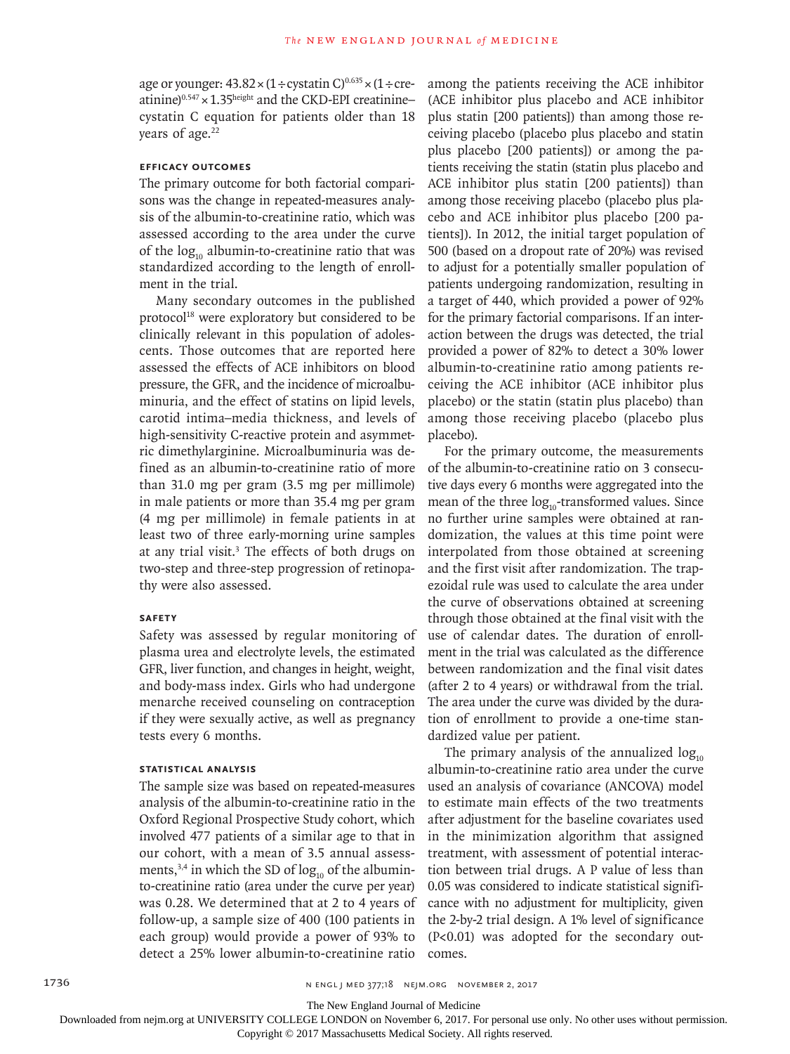age or younger: $43.82 \times (1 \div \text{cystatin C})^{0.635} \times (1 \div \text{creatinine})^{0.547} \times 1.35^{\text{height}}$ and the CKD-EPI creatinine–cystatin C equation for patients older than 18 years of age.[22]

### Efficacy Outcomes

The primary outcome for both factorial comparisons was the change in repeated-measures analysis of the albumin-to-creatinine ratio, which was assessed according to the area under the curve of the $\log_{10}$ albumin-to-creatinine ratio that was standardized according to the length of enrollment in the trial.

Many secondary outcomes in the published protocol[18] were exploratory but considered to be clinically relevant in this population of adolescents. Those outcomes that are reported here assessed the effects of ACE inhibitors on blood pressure, the GFR, and the incidence of microalbuminuria, and the effect of statins on lipid levels, carotid intima–media thickness, and levels of high-sensitivity C-reactive protein and asymmetric dimethylarginine. Microalbuminuria was defined as an albumin-to-creatinine ratio of more than 31.0 mg per gram (3.5 mg per millimole) in male patients or more than 35.4 mg per gram (4 mg per millimole) in female patients in at least two of three early-morning urine samples at any trial visit.[3] The effects of both drugs on two-step and three-step progression of retinopathy were also assessed.

### Safety

Safety was assessed by regular monitoring of plasma urea and electrolyte levels, the estimated GFR, liver function, and changes in height, weight, and body-mass index. Girls who had undergone menarche received counseling on contraception if they were sexually active, as well as pregnancy tests every 6 months.

### Statistical Analysis

The sample size was based on repeated-measures analysis of the albumin-to-creatinine ratio in the Oxford Regional Prospective Study cohort, which involved 477 patients of a similar age to that in our cohort, with a mean of 3.5 annual assessments,[3,4] in which the SD of $\log_{10}$ of the albumin-to-creatinine ratio (area under the curve per year) was 0.28. We determined that at 2 to 4 years of follow-up, a sample size of 400 (100 patients in each group) would provide a power of 93% to detect a 25% lower albumin-to-creatinine ratio among the patients receiving the ACE inhibitor (ACE inhibitor plus placebo and ACE inhibitor plus statin [200 patients]) than among those receiving placebo (placebo plus placebo and statin plus placebo [200 patients]) or among the patients receiving the statin (statin plus placebo and ACE inhibitor plus statin [200 patients]) than among those receiving placebo (placebo plus placebo and ACE inhibitor plus placebo [200 patients]). In 2012, the initial target population of 500 (based on a dropout rate of 20%) was revised to adjust for a potentially smaller population of patients undergoing randomization, resulting in a target of 440, which provided a power of 92% for the primary factorial comparisons. If an interaction between the drugs was detected, the trial provided a power of 82% to detect a 30% lower albumin-to-creatinine ratio among patients receiving the ACE inhibitor (ACE inhibitor plus placebo) or the statin (statin plus placebo) than among those receiving placebo (placebo plus placebo).

For the primary outcome, the measurements of the albumin-to-creatinine ratio on 3 consecutive days every 6 months were aggregated into the mean of the three $\log_{10}$-transformed values. Since no further urine samples were obtained at randomization, the values at this time point were interpolated from those obtained at screening and the first visit after randomization. The trapezoidal rule was used to calculate the area under the curve of observations obtained at screening through those obtained at the final visit with the use of calendar dates. The duration of enrollment in the trial was calculated as the difference between randomization and the final visit dates (after 2 to 4 years) or withdrawal from the trial. The area under the curve was divided by the duration of enrollment to provide a one-time standardized value per patient.

The primary analysis of the annualized $\log_{10}$ albumin-to-creatinine ratio area under the curve used an analysis of covariance (ANCOVA) model to estimate main effects of the two treatments after adjustment for the baseline covariates used in the minimization algorithm that assigned treatment, with assessment of potential interaction between trial drugs. A P value of less than 0.05 was considered to indicate statistical significance with no adjustment for multiplicity, given the 2-by-2 trial design. A 1% level of significance ($P<0.01$) was adopted for the secondary outcomes.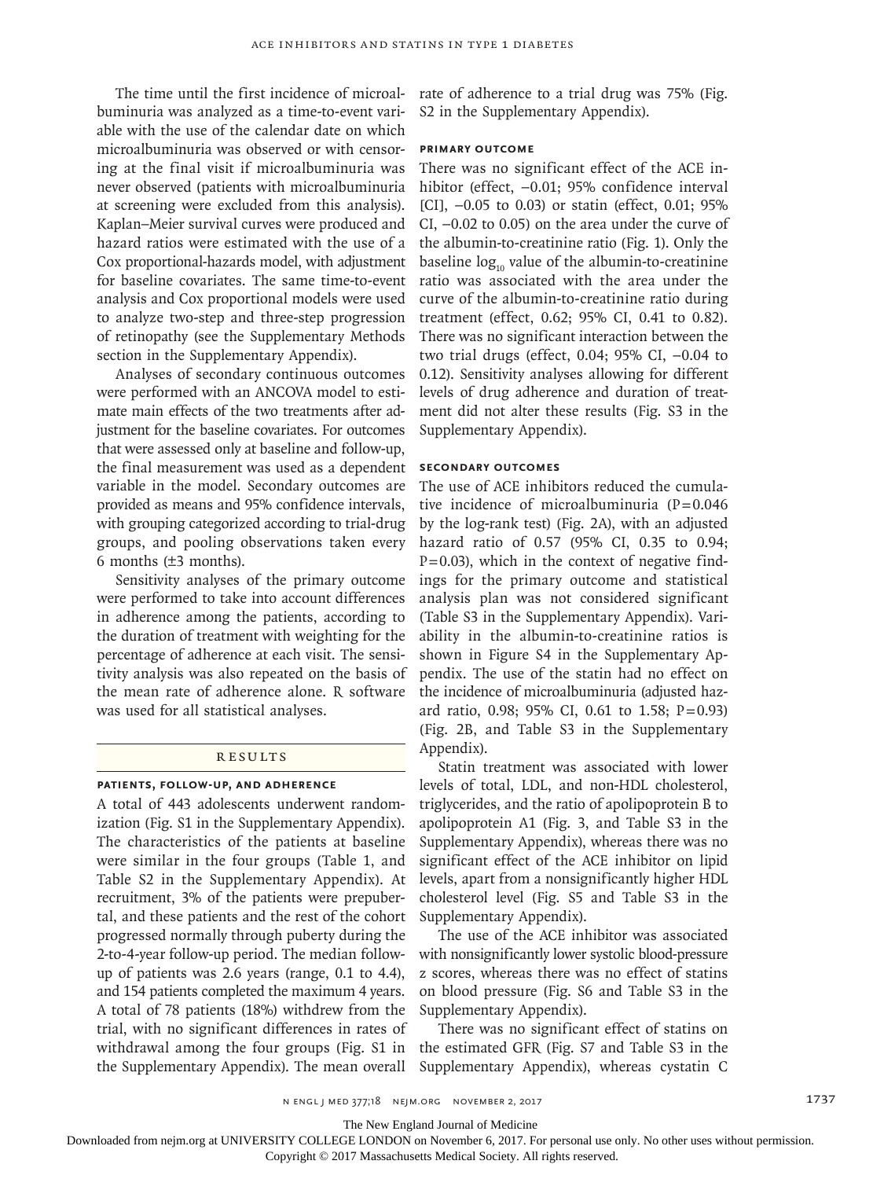The time until the first incidence of microalbuminuria was analyzed as a time-to-event variable with the use of the calendar date on which microalbuminuria was observed or with censoring at the final visit if microalbuminuria was never observed (patients with microalbuminuria at screening were excluded from this analysis). Kaplan–Meier survival curves were produced and hazard ratios were estimated with the use of a Cox proportional-hazards model, with adjustment for baseline covariates. The same time-to-event analysis and Cox proportional models were used to analyze two-step and three-step progression of retinopathy (see the Supplementary Methods section in the Supplementary Appendix).

Analyses of secondary continuous outcomes were performed with an ANCOVA model to estimate main effects of the two treatments after adjustment for the baseline covariates. For outcomes that were assessed only at baseline and follow-up, the final measurement was used as a dependent variable in the model. Secondary outcomes are provided as means and 95% confidence intervals, with grouping categorized according to trial-drug groups, and pooling observations taken every 6 months (±3 months).

Sensitivity analyses of the primary outcome were performed to take into account differences in adherence among the patients, according to the duration of treatment with weighting for the percentage of adherence at each visit. The sensitivity analysis was also repeated on the basis of the mean rate of adherence alone. R software was used for all statistical analyses.

## Results

### Patients, Follow-up, and Adherence

A total of 443 adolescents underwent randomization (Fig. S1 in the Supplementary Appendix). The characteristics of the patients at baseline were similar in the four groups (Table 1, and Table S2 in the Supplementary Appendix). At recruitment, 3% of the patients were prepubertal, and these patients and the rest of the cohort progressed normally through puberty during the 2-to-4-year follow-up period. The median follow-up of patients was 2.6 years (range, 0.1 to 4.4), and 154 patients completed the maximum 4 years. A total of 78 patients (18%) withdrew from the trial, with no significant differences in rates of withdrawal among the four groups (Fig. S1 in the Supplementary Appendix). The mean overall rate of adherence to a trial drug was 75% (Fig. S2 in the Supplementary Appendix).

### Primary Outcome

There was no significant effect of the ACE inhibitor (effect, −0.01; 95% confidence interval [CI], −0.05 to 0.03) or statin (effect, 0.01; 95% CI, −0.02 to 0.05) on the area under the curve of the albumin-to-creatinine ratio (Fig. 1). Only the baseline $\log_{10}$ value of the albumin-to-creatinine ratio was associated with the area under the curve of the albumin-to-creatinine ratio during treatment (effect, 0.62; 95% CI, 0.41 to 0.82). There was no significant interaction between the two trial drugs (effect, 0.04; 95% CI, −0.04 to 0.12). Sensitivity analyses allowing for different levels of drug adherence and duration of treatment did not alter these results (Fig. S3 in the Supplementary Appendix).

### Secondary Outcomes

The use of ACE inhibitors reduced the cumulative incidence of microalbuminuria ($P=0.046$ by the log-rank test) (Fig. 2A), with an adjusted hazard ratio of 0.57 (95% CI, 0.35 to 0.94; $P=0.03$), which in the context of negative findings for the primary outcome and statistical analysis plan was not considered significant (Table S3 in the Supplementary Appendix). Variability in the albumin-to-creatinine ratios is shown in Figure S4 in the Supplementary Appendix. The use of the statin had no effect on the incidence of microalbuminuria (adjusted hazard ratio, 0.98; 95% CI, 0.61 to 1.58; $P=0.93$) (Fig. 2B, and Table S3 in the Supplementary Appendix).

Statin treatment was associated with lower levels of total, LDL, and non-HDL cholesterol, triglycerides, and the ratio of apolipoprotein B to apolipoprotein A1 (Fig. 3, and Table S3 in the Supplementary Appendix), whereas there was no significant effect of the ACE inhibitor on lipid levels, apart from a nonsignificantly higher HDL cholesterol level (Fig. S5 and Table S3 in the Supplementary Appendix).

The use of the ACE inhibitor was associated with nonsignificantly lower systolic blood-pressure z scores, whereas there was no effect of statins on blood pressure (Fig. S6 and Table S3 in the Supplementary Appendix).

There was no significant effect of statins on the estimated GFR (Fig. S7 and Table S3 in the Supplementary Appendix), whereas cystatin C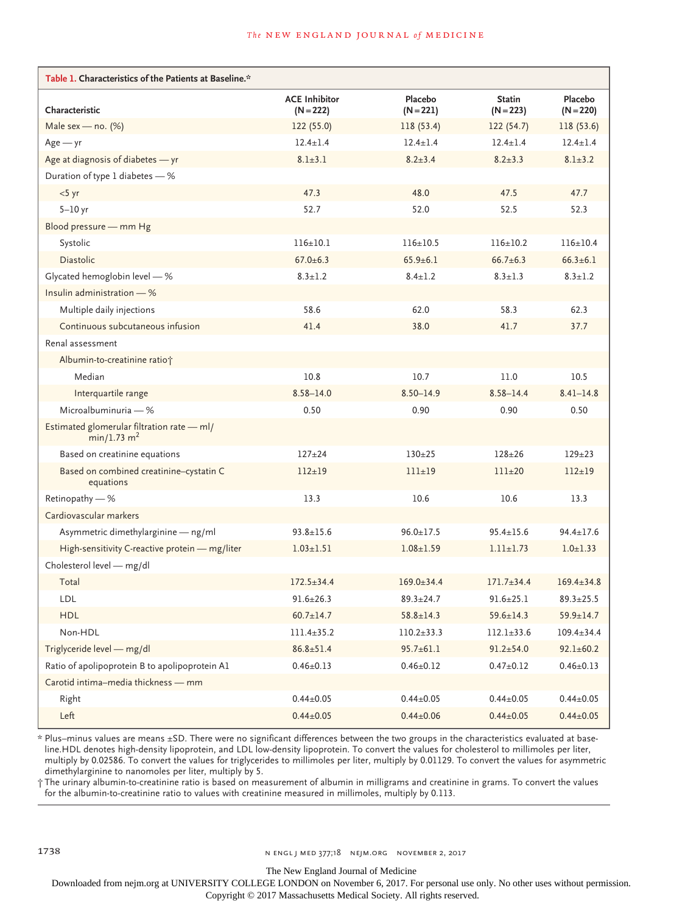**Table 1. Characteristics of the Patients at Baseline.***

| Characteristic | ACE Inhibitor (N=222) | Placebo (N=221) | Statin (N=223) | Placebo (N=220) |
|---|---|---|---|---|
| Male sex — no. (%) | 122 (55.0) | 118 (53.4) | 122 (54.7) | 118 (53.6) |
| Age — yr | 12.4±1.4 | 12.4±1.4 | 12.4±1.4 | 12.4±1.4 |
| Age at diagnosis of diabetes — yr | 8.1±3.1 | 8.2±3.4 | 8.2±3.3 | 8.1±3.2 |
| Duration of type 1 diabetes — % | | | | |
| <5 yr | 47.3 | 48.0 | 47.5 | 47.7 |
| 5–10 yr | 52.7 | 52.0 | 52.5 | 52.3 |
| Blood pressure — mm Hg | | | | |
| Systolic | 116±10.1 | 116±10.5 | 116±10.2 | 116±10.4 |
| Diastolic | 67.0±6.3 | 65.9±6.1 | 66.7±6.3 | 66.3±6.1 |
| Glycated hemoglobin level — % | 8.3±1.2 | 8.4±1.2 | 8.3±1.3 | 8.3±1.2 |
| Insulin administration — % | | | | |
| Multiple daily injections | 58.6 | 62.0 | 58.3 | 62.3 |
| Continuous subcutaneous infusion | 41.4 | 38.0 | 41.7 | 37.7 |
| Renal assessment | | | | |
| Albumin-to-creatinine ratio† | | | | |
| Median | 10.8 | 10.7 | 11.0 | 10.5 |
| Interquartile range | 8.58–14.0 | 8.50–14.9 | 8.58–14.4 | 8.41–14.8 |
| Microalbuminuria — % | 0.50 | 0.90 | 0.90 | 0.50 |
| Estimated glomerular filtration rate — ml/min/1.73 $m^2$ | | | | |
| Based on creatinine equations | 127±24 | 130±25 | 128±26 | 129±23 |
| Based on combined creatinine–cystatin C equations | 112±19 | 111±19 | 111±20 | 112±19 |
| Retinopathy — % | 13.3 | 10.6 | 10.6 | 13.3 |
| Cardiovascular markers | | | | |
| Asymmetric dimethylarginine — ng/ml | 93.8±15.6 | 96.0±17.5 | 95.4±15.6 | 94.4±17.6 |
| High-sensitivity C-reactive protein — mg/liter | 1.03±1.51 | 1.08±1.59 | 1.11±1.73 | 1.0±1.33 |
| Cholesterol level — mg/dl | | | | |
| Total | 172.5±34.4 | 169.0±34.4 | 171.7±34.4 | 169.4±34.8 |
| LDL | 91.6±26.3 | 89.3±24.7 | 91.6±25.1 | 89.3±25.5 |
| HDL | 60.7±14.7 | 58.8±14.3 | 59.6±14.3 | 59.9±14.7 |
| Non-HDL | 111.4±35.2 | 110.2±33.3 | 112.1±33.6 | 109.4±34.4 |
| Triglyceride level — mg/dl | 86.8±51.4 | 95.7±61.1 | 91.2±54.0 | 92.1±60.2 |
| Ratio of apolipoprotein B to apolipoprotein A1 | 0.46±0.13 | 0.46±0.12 | 0.47±0.12 | 0.46±0.13 |
| Carotid intima–media thickness — mm | | | | |
| Right | 0.44±0.05 | 0.44±0.05 | 0.44±0.05 | 0.44±0.05 |
| Left | 0.44±0.05 | 0.44±0.06 | 0.44±0.05 | 0.44±0.05 |

\* Plus–minus values are means ±SD. There were no significant differences between the two groups in the characteristics evaluated at baseline. HDL denotes high-density lipoprotein, and LDL low-density lipoprotein. To convert the values for cholesterol to millimoles per liter, multiply by 0.02586. To convert the values for triglycerides to millimoles per liter, multiply by 0.01129. To convert the values for asymmetric dimethylarginine to nanomoles per liter, multiply by 5.

† The urinary albumin-to-creatinine ratio is based on measurement of albumin in milligrams and creatinine in grams. To convert the values for the albumin-to-creatinine ratio to values with creatinine measured in millimoles, multiply by 0.113.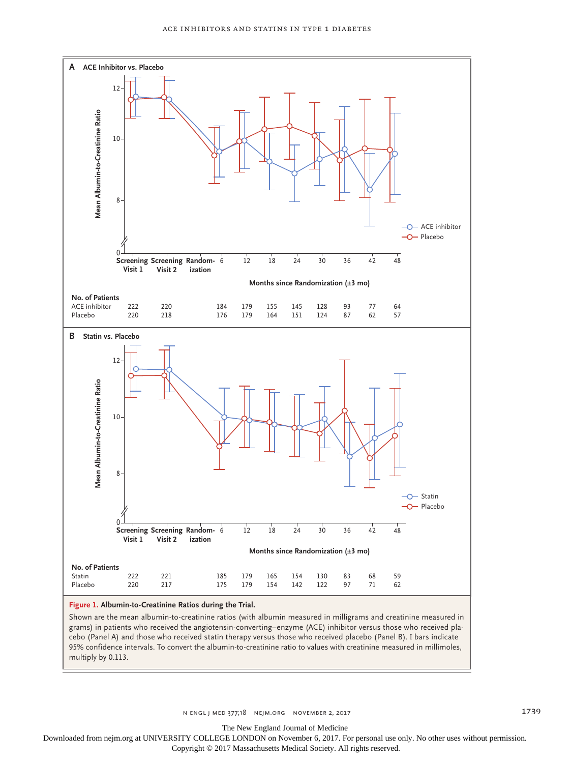**A ACE Inhibitor vs. Placebo**

No. of Patients

| | Screening Visit 1 | Screening Visit 2 | 6 | 12 | 18 | 24 | 30 | 36 | 42 | 48 |
|---|---|---|---|---|---|---|---|---|---|---|
| ACE inhibitor | 222 | 220 | 184 | 179 | 155 | 145 | 128 | 93 | 77 | 64 |
| Placebo | 220 | 218 | 176 | 179 | 164 | 151 | 124 | 87 | 62 | 57 |

**B Statin vs. Placebo**

No. of Patients

| | Screening Visit 1 | Screening Visit 2 | 6 | 12 | 18 | 24 | 30 | 36 | 42 | 48 |
|---|---|---|---|---|---|---|---|---|---|---|
| Statin | 222 | 221 | 185 | 179 | 165 | 154 | 130 | 83 | 68 | 59 |
| Placebo | 220 | 217 | 175 | 179 | 154 | 142 | 122 | 97 | 71 | 62 |

**Figure 1. Albumin-to-Creatinine Ratios during the Trial.**

Shown are the mean albumin-to-creatinine ratios (with albumin measured in milligrams and creatinine measured in grams) in patients who received the angiotensin-converting–enzyme (ACE) inhibitor versus those who received placebo (Panel A) and those who received statin therapy versus those who received placebo (Panel B). I bars indicate 95% confidence intervals. To convert the albumin-to-creatinine ratio to values with creatinine measured in millimoles, multiply by 0.113.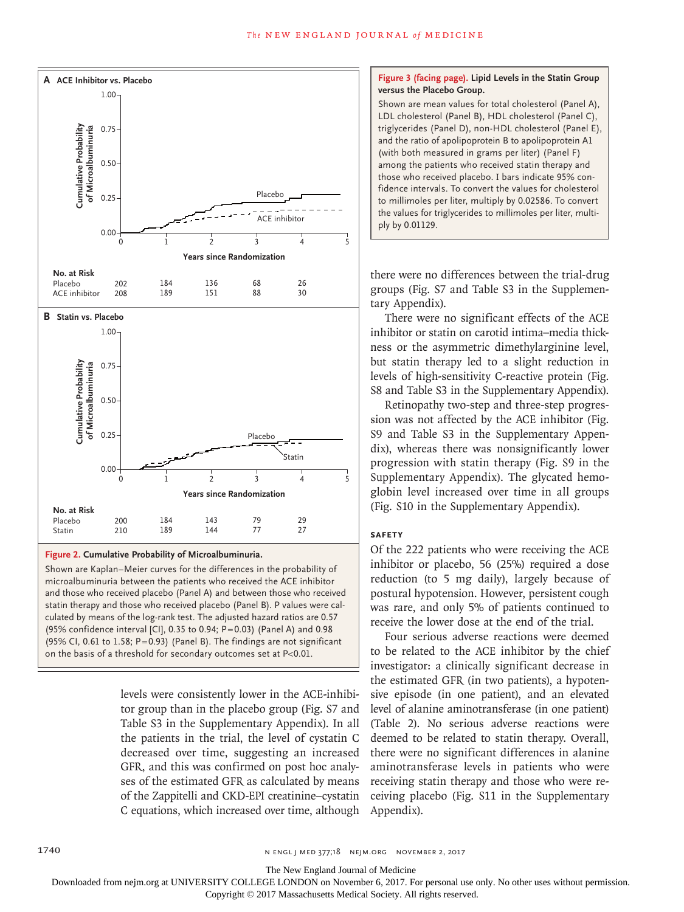**A ACE Inhibitor vs. Placebo**

No. at Risk

| | 0 | 1 | 2 | 3 | 4 |
|---|---|---|---|---|---|
| Placebo | 202 | 184 | 136 | 68 | 26 |
| ACE inhibitor | 208 | 189 | 151 | 88 | 30 |

**B Statin vs. Placebo**

No. at Risk

| | 0 | 1 | 2 | 3 | 4 |
|---|---|---|---|---|---|
| Placebo | 200 | 184 | 143 | 79 | 29 |
| Statin | 210 | 189 | 144 | 77 | 27 |

**Figure 2. Cumulative Probability of Microalbuminuria.**

Shown are Kaplan–Meier curves for the differences in the probability of microalbuminuria between the patients who received the ACE inhibitor and those who received placebo (Panel A) and between those who received statin therapy and those who received placebo (Panel B). P values were calculated by means of the log-rank test. The adjusted hazard ratios are 0.57 (95% confidence interval [CI], 0.35 to 0.94; P=0.03) (Panel A) and 0.98 (95% CI, 0.61 to 1.58; P=0.93) (Panel B). The findings are not significant on the basis of a threshold for secondary outcomes set at P<0.01.

**Figure 3 (facing page). Lipid Levels in the Statin Group versus the Placebo Group.**

Shown are mean values for total cholesterol (Panel A), LDL cholesterol (Panel B), HDL cholesterol (Panel C), triglycerides (Panel D), non-HDL cholesterol (Panel E), and the ratio of apolipoprotein B to apolipoprotein A1 (with both measured in grams per liter) (Panel F) among the patients who received statin therapy and those who received placebo. I bars indicate 95% confidence intervals. To convert the values for cholesterol to millimoles per liter, multiply by 0.02586. To convert the values for triglycerides to millimoles per liter, multiply by 0.01129.

levels were consistently lower in the ACE-inhibitor group than in the placebo group (Fig. S7 and Table S3 in the Supplementary Appendix). In all the patients in the trial, the level of cystatin C decreased over time, suggesting an increased GFR, and this was confirmed on post hoc analyses of the estimated GFR as calculated by means of the Zappitelli and CKD-EPI creatinine–cystatin C equations, which increased over time, although there were no differences between the trial-drug groups (Fig. S7 and Table S3 in the Supplementary Appendix).

There were no significant effects of the ACE inhibitor or statin on carotid intima–media thickness or the asymmetric dimethylarginine level, but statin therapy led to a slight reduction in levels of high-sensitivity C-reactive protein (Fig. S8 and Table S3 in the Supplementary Appendix).

Retinopathy two-step and three-step progression was not affected by the ACE inhibitor (Fig. S9 and Table S3 in the Supplementary Appendix), whereas there was nonsignificantly lower progression with statin therapy (Fig. S9 in the Supplementary Appendix). The glycated hemoglobin level increased over time in all groups (Fig. S10 in the Supplementary Appendix).

### SAFETY

Of the 222 patients who were receiving the ACE inhibitor or placebo, 56 (25%) required a dose reduction (to 5 mg daily), largely because of postural hypotension. However, persistent cough was rare, and only 5% of patients continued to receive the lower dose at the end of the trial.

Four serious adverse reactions were deemed to be related to the ACE inhibitor by the chief investigator: a clinically significant decrease in the estimated GFR (in two patients), a hypotensive episode (in one patient), and an elevated level of alanine aminotransferase (in one patient) (Table 2). No serious adverse reactions were deemed to be related to statin therapy. Overall, there were no significant differences in alanine aminotransferase levels in patients who were receiving statin therapy and those who were receiving placebo (Fig. S11 in the Supplementary Appendix).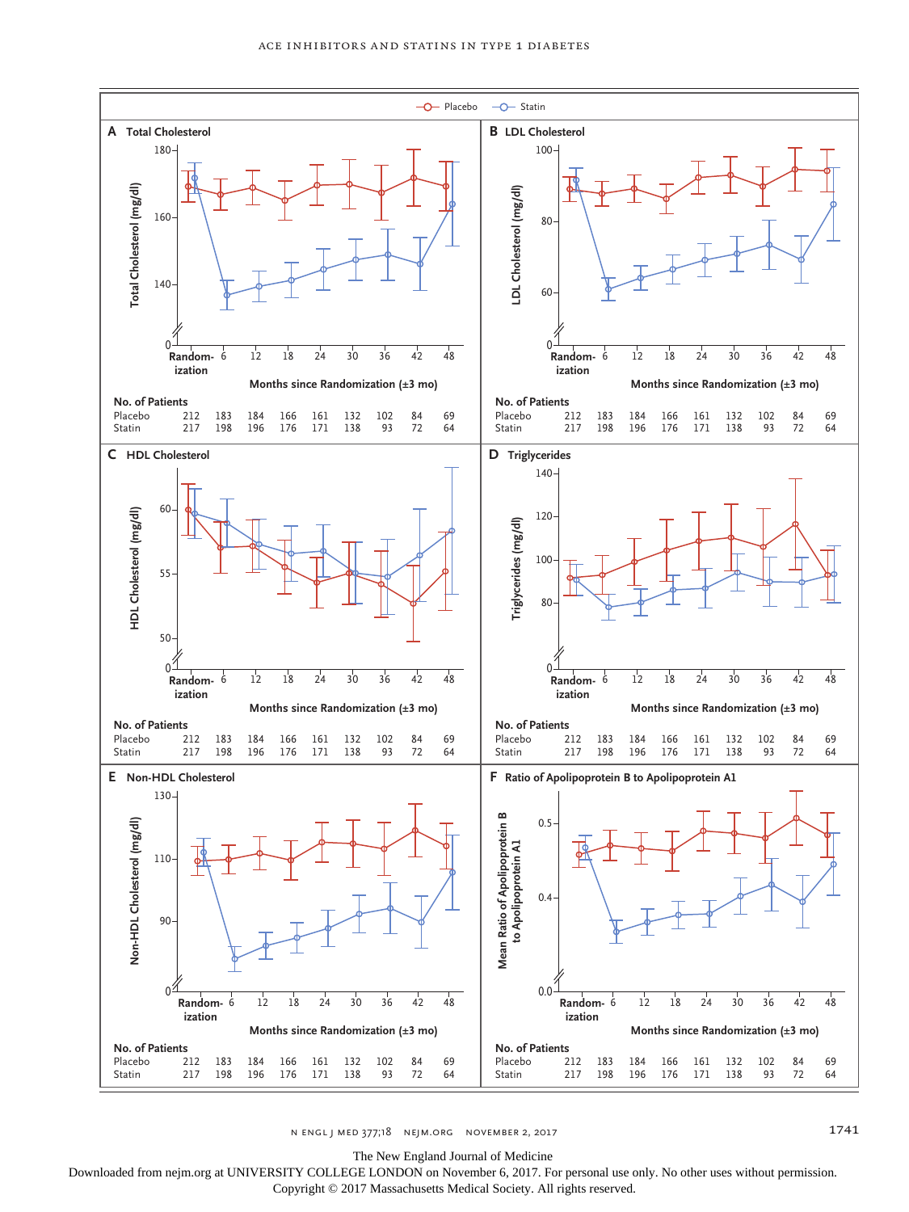Placebo — Statin

**A Total Cholesterol**

Total Cholesterol (mg/dl)

Months since Randomization (±3 mo)

| No. of Patients | Randomization | 6 | 12 | 18 | 24 | 30 | 36 | 42 | 48 |
|---|---|---|---|---|---|---|---|---|---|
| Placebo | 212 | 183 | 184 | 166 | 161 | 132 | 102 | 84 | 69 |
| Statin | 217 | 198 | 196 | 176 | 171 | 138 | 93 | 72 | 64 |

**B LDL Cholesterol**

LDL Cholesterol (mg/dl)

Months since Randomization (±3 mo)

| No. of Patients | Randomization | 6 | 12 | 18 | 24 | 30 | 36 | 42 | 48 |
|---|---|---|---|---|---|---|---|---|---|
| Placebo | 212 | 183 | 184 | 166 | 161 | 132 | 102 | 84 | 69 |
| Statin | 217 | 198 | 196 | 176 | 171 | 138 | 93 | 72 | 64 |

**C HDL Cholesterol**

HDL Cholesterol (mg/dl)

Months since Randomization (±3 mo)

| No. of Patients | Randomization | 6 | 12 | 18 | 24 | 30 | 36 | 42 | 48 |
|---|---|---|---|---|---|---|---|---|---|
| Placebo | 212 | 183 | 184 | 166 | 161 | 132 | 102 | 84 | 69 |
| Statin | 217 | 198 | 196 | 176 | 171 | 138 | 93 | 72 | 64 |

**D Triglycerides**

Triglycerides (mg/dl)

Months since Randomization (±3 mo)

| No. of Patients | Randomization | 6 | 12 | 18 | 24 | 30 | 36 | 42 | 48 |
|---|---|---|---|---|---|---|---|---|---|
| Placebo | 212 | 183 | 184 | 166 | 161 | 132 | 102 | 84 | 69 |
| Statin | 217 | 198 | 196 | 176 | 171 | 138 | 93 | 72 | 64 |

**E Non-HDL Cholesterol**

Non-HDL Cholesterol (mg/dl)

Months since Randomization (±3 mo)

| No. of Patients | Randomization | 6 | 12 | 18 | 24 | 30 | 36 | 42 | 48 |
|---|---|---|---|---|---|---|---|---|---|
| Placebo | 212 | 183 | 184 | 166 | 161 | 132 | 102 | 84 | 69 |
| Statin | 217 | 198 | 196 | 176 | 171 | 138 | 93 | 72 | 64 |

**F Ratio of Apolipoprotein B to Apolipoprotein A1**

Mean Ratio of Apolipoprotein B to Apolipoprotein A1

Months since Randomization (±3 mo)

| No. of Patients | Randomization | 6 | 12 | 18 | 24 | 30 | 36 | 42 | 48 |
|---|---|---|---|---|---|---|---|---|---|
| Placebo | 212 | 183 | 184 | 166 | 161 | 132 | 102 | 84 | 69 |
| Statin | 217 | 198 | 196 | 176 | 171 | 138 | 93 | 72 | 64 |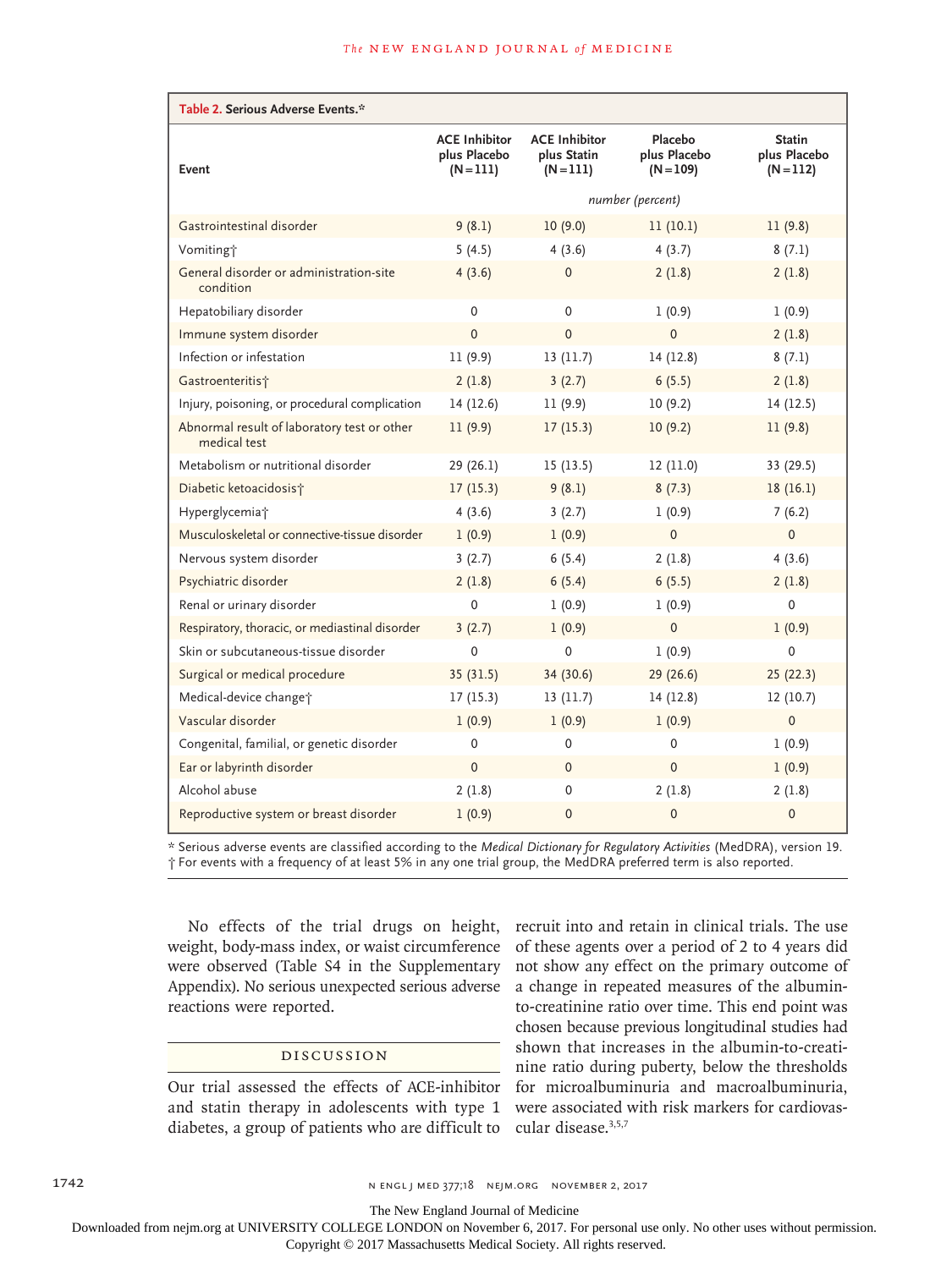**Table 2. Serious Adverse Events.***

| Event | ACE Inhibitor plus Placebo (N=111) | ACE Inhibitor plus Statin (N=111) | Placebo plus Placebo (N=109) | Statin plus Placebo (N=112) |
|---|---|---|---|---|
| | *number (percent)* | | | |
| Gastrointestinal disorder | 9 (8.1) | 10 (9.0) | 11 (10.1) | 11 (9.8) |
| Vomiting† | 5 (4.5) | 4 (3.6) | 4 (3.7) | 8 (7.1) |
| General disorder or administration-site condition | 4 (3.6) | 0 | 2 (1.8) | 2 (1.8) |
| Hepatobiliary disorder | 0 | 0 | 1 (0.9) | 1 (0.9) |
| Immune system disorder | 0 | 0 | 0 | 2 (1.8) |
| Infection or infestation | 11 (9.9) | 13 (11.7) | 14 (12.8) | 8 (7.1) |
| Gastroenteritis† | 2 (1.8) | 3 (2.7) | 6 (5.5) | 2 (1.8) |
| Injury, poisoning, or procedural complication | 14 (12.6) | 11 (9.9) | 10 (9.2) | 14 (12.5) |
| Abnormal result of laboratory test or other medical test | 11 (9.9) | 17 (15.3) | 10 (9.2) | 11 (9.8) |
| Metabolism or nutritional disorder | 29 (26.1) | 15 (13.5) | 12 (11.0) | 33 (29.5) |
| Diabetic ketoacidosis† | 17 (15.3) | 9 (8.1) | 8 (7.3) | 18 (16.1) |
| Hyperglycemia† | 4 (3.6) | 3 (2.7) | 1 (0.9) | 7 (6.2) |
| Musculoskeletal or connective-tissue disorder | 1 (0.9) | 1 (0.9) | 0 | 0 |
| Nervous system disorder | 3 (2.7) | 6 (5.4) | 2 (1.8) | 4 (3.6) |
| Psychiatric disorder | 2 (1.8) | 6 (5.4) | 6 (5.5) | 2 (1.8) |
| Renal or urinary disorder | 0 | 1 (0.9) | 1 (0.9) | 0 |
| Respiratory, thoracic, or mediastinal disorder | 3 (2.7) | 1 (0.9) | 0 | 1 (0.9) |
| Skin or subcutaneous-tissue disorder | 0 | 0 | 1 (0.9) | 0 |
| Surgical or medical procedure | 35 (31.5) | 34 (30.6) | 29 (26.6) | 25 (22.3) |
| Medical-device change† | 17 (15.3) | 13 (11.7) | 14 (12.8) | 12 (10.7) |
| Vascular disorder | 1 (0.9) | 1 (0.9) | 1 (0.9) | 0 |
| Congenital, familial, or genetic disorder | 0 | 0 | 0 | 1 (0.9) |
| Ear or labyrinth disorder | 0 | 0 | 0 | 1 (0.9) |
| Alcohol abuse | 2 (1.8) | 0 | 2 (1.8) | 2 (1.8) |
| Reproductive system or breast disorder | 1 (0.9) | 0 | 0 | 0 |

* Serious adverse events are classified according to the *Medical Dictionary for Regulatory Activities* (MedDRA), version 19.
† For events with a frequency of at least 5% in any one trial group, the MedDRA preferred term is also reported.

No effects of the trial drugs on height, weight, body-mass index, or waist circumference were observed (Table S4 in the Supplementary Appendix). No serious unexpected serious adverse reactions were reported.

## DISCUSSION

Our trial assessed the effects of ACE-inhibitor and statin therapy in adolescents with type 1 diabetes, a group of patients who are difficult to recruit into and retain in clinical trials. The use of these agents over a period of 2 to 4 years did not show any effect on the primary outcome of a change in repeated measures of the albumin-to-creatinine ratio over time. This end point was chosen because previous longitudinal studies had shown that increases in the albumin-to-creatinine ratio during puberty, below the thresholds for microalbuminuria and macroalbuminuria, were associated with risk markers for cardiovascular disease.[3,5,7]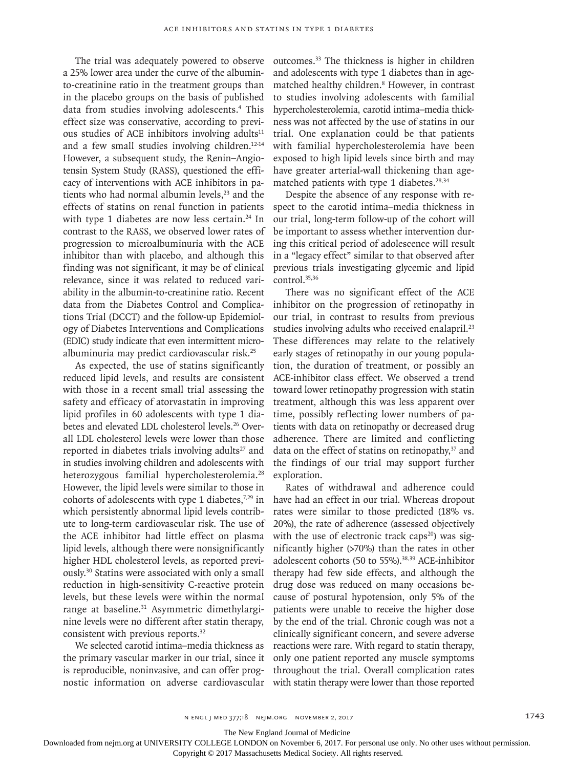The trial was adequately powered to observe a 25% lower area under the curve of the albumin-to-creatinine ratio in the treatment groups than in the placebo groups on the basis of published data from studies involving adolescents.[4] This effect size was conservative, according to previous studies of ACE inhibitors involving adults[11] and a few small studies involving children.[12-14] However, a subsequent study, the Renin–Angiotensin System Study (RASS), questioned the efficacy of interventions with ACE inhibitors in patients who had normal albumin levels,[23] and the effects of statins on renal function in patients with type 1 diabetes are now less certain.[24] In contrast to the RASS, we observed lower rates of progression to microalbuminuria with the ACE inhibitor than with placebo, and although this finding was not significant, it may be of clinical relevance, since it was related to reduced variability in the albumin-to-creatinine ratio. Recent data from the Diabetes Control and Complications Trial (DCCT) and the follow-up Epidemiology of Diabetes Interventions and Complications (EDIC) study indicate that even intermittent microalbuminuria may predict cardiovascular risk.[25]

As expected, the use of statins significantly reduced lipid levels, and results are consistent with those in a recent small trial assessing the safety and efficacy of atorvastatin in improving lipid profiles in 60 adolescents with type 1 diabetes and elevated LDL cholesterol levels.[26] Overall LDL cholesterol levels were lower than those reported in diabetes trials involving adults[27] and in studies involving children and adolescents with heterozygous familial hypercholesterolemia.[28] However, the lipid levels were similar to those in cohorts of adolescents with type 1 diabetes,[7,29] in which persistently abnormal lipid levels contribute to long-term cardiovascular risk. The use of the ACE inhibitor had little effect on plasma lipid levels, although there were nonsignificantly higher HDL cholesterol levels, as reported previously.[30] Statins were associated with only a small reduction in high-sensitivity C-reactive protein levels, but these levels were within the normal range at baseline.[31] Asymmetric dimethylarginine levels were no different after statin therapy, consistent with previous reports.[32]

We selected carotid intima–media thickness as the primary vascular marker in our trial, since it is reproducible, noninvasive, and can offer prognostic information on adverse cardiovascular outcomes.[33] The thickness is higher in children and adolescents with type 1 diabetes than in age-matched healthy children.[8] However, in contrast to studies involving adolescents with familial hypercholesterolemia, carotid intima–media thickness was not affected by the use of statins in our trial. One explanation could be that patients with familial hypercholesterolemia have been exposed to high lipid levels since birth and may have greater arterial-wall thickening than age-matched patients with type 1 diabetes.[28,34]

Despite the absence of any response with respect to the carotid intima–media thickness in our trial, long-term follow-up of the cohort will be important to assess whether intervention during this critical period of adolescence will result in a "legacy effect" similar to that observed after previous trials investigating glycemic and lipid control.[35,36]

There was no significant effect of the ACE inhibitor on the progression of retinopathy in our trial, in contrast to results from previous studies involving adults who received enalapril.[23] These differences may relate to the relatively early stages of retinopathy in our young population, the duration of treatment, or possibly an ACE-inhibitor class effect. We observed a trend toward lower retinopathy progression with statin treatment, although this was less apparent over time, possibly reflecting lower numbers of patients with data on retinopathy or decreased drug adherence. There are limited and conflicting data on the effect of statins on retinopathy,[37] and the findings of our trial may support further exploration.

Rates of withdrawal and adherence could have had an effect in our trial. Whereas dropout rates were similar to those predicted (18% vs. 20%), the rate of adherence (assessed objectively with the use of electronic track caps[20]) was significantly higher (>70%) than the rates in other adolescent cohorts (50 to 55%).[38,39] ACE-inhibitor therapy had few side effects, and although the drug dose was reduced on many occasions because of postural hypotension, only 5% of the patients were unable to receive the higher dose by the end of the trial. Chronic cough was not a clinically significant concern, and severe adverse reactions were rare. With regard to statin therapy, only one patient reported any muscle symptoms throughout the trial. Overall complication rates with statin therapy were lower than those reported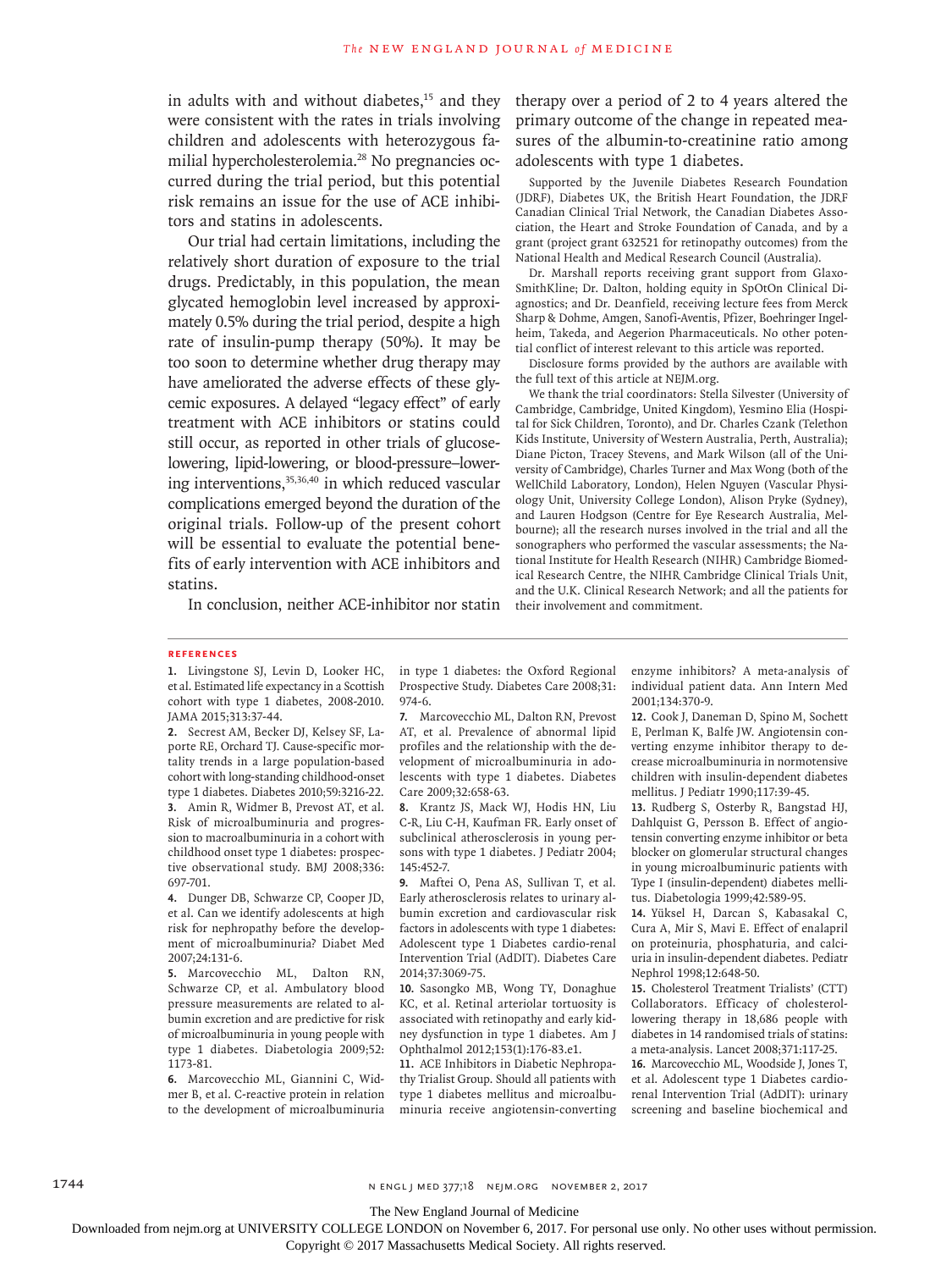in adults with and without diabetes,[15] and they were consistent with the rates in trials involving children and adolescents with heterozygous familial hypercholesterolemia.[28] No pregnancies occurred during the trial period, but this potential risk remains an issue for the use of ACE inhibitors and statins in adolescents.

Our trial had certain limitations, including the relatively short duration of exposure to the trial drugs. Predictably, in this population, the mean glycated hemoglobin level increased by approximately 0.5% during the trial period, despite a high rate of insulin-pump therapy (50%). It may be too soon to determine whether drug therapy may have ameliorated the adverse effects of these glycemic exposures. A delayed "legacy effect" of early treatment with ACE inhibitors or statins could still occur, as reported in other trials of glucose-lowering, lipid-lowering, or blood-pressure–lowering interventions,[35,36,40] in which reduced vascular complications emerged beyond the duration of the original trials. Follow-up of the present cohort will be essential to evaluate the potential benefits of early intervention with ACE inhibitors and statins.

In conclusion, neither ACE-inhibitor nor statin therapy over a period of 2 to 4 years altered the primary outcome of the change in repeated measures of the albumin-to-creatinine ratio among adolescents with type 1 diabetes.

Supported by the Juvenile Diabetes Research Foundation (JDRF), Diabetes UK, the British Heart Foundation, the JDRF Canadian Clinical Trial Network, the Canadian Diabetes Association, the Heart and Stroke Foundation of Canada, and by a grant (project grant 632521 for retinopathy outcomes) from the National Health and Medical Research Council (Australia).

Dr. Marshall reports receiving grant support from GlaxoSmithKline; Dr. Dalton, holding equity in SpOtOn Clinical Diagnostics; and Dr. Deanfield, receiving lecture fees from Merck Sharp & Dohme, Amgen, Sanofi-Aventis, Pfizer, Boehringer Ingelheim, Takeda, and Aegerion Pharmaceuticals. No other potential conflict of interest relevant to this article was reported.

Disclosure forms provided by the authors are available with the full text of this article at NEJM.org.

We thank the trial coordinators: Stella Silvester (University of Cambridge, Cambridge, United Kingdom), Yesmino Elia (Hospital for Sick Children, Toronto), and Dr. Charles Czank (Telethon Kids Institute, University of Western Australia, Perth, Australia); Diane Picton, Tracey Stevens, and Mark Wilson (all of the University of Cambridge), Charles Turner and Max Wong (both of the WellChild Laboratory, London), Helen Nguyen (Vascular Physiology Unit, University College London), Alison Pryke (Sydney), and Lauren Hodgson (Centre for Eye Research Australia, Melbourne); all the research nurses involved in the trial and all the sonographers who performed the vascular assessments; the National Institute for Health Research (NIHR) Cambridge Biomedical Research Centre, the NIHR Cambridge Clinical Trials Unit, and the U.K. Clinical Research Network; and all the patients for their involvement and commitment.

## References

1. Livingstone SJ, Levin D, Looker HC, et al. Estimated life expectancy in a Scottish cohort with type 1 diabetes, 2008-2010. JAMA 2015;313:37-44.
2. Secrest AM, Becker DJ, Kelsey SF, Laporte RE, Orchard TJ. Cause-specific mortality trends in a large population-based cohort with long-standing childhood-onset type 1 diabetes. Diabetes 2010;59:3216-22.
3. Amin R, Widmer B, Prevost AT, et al. Risk of microalbuminuria and progression to macroalbuminuria in a cohort with childhood onset type 1 diabetes: prospective observational study. BMJ 2008;336:697-701.
4. Dunger DB, Schwarze CP, Cooper JD, et al. Can we identify adolescents at high risk for nephropathy before the development of microalbuminuria? Diabet Med 2007;24:131-6.
5. Marcovecchio ML, Dalton RN, Schwarze CP, et al. Ambulatory blood pressure measurements are related to albumin excretion and are predictive for risk of microalbuminuria in young people with type 1 diabetes. Diabetologia 2009;52:1173-81.
6. Marcovecchio ML, Giannini C, Widmer B, et al. C-reactive protein in relation to the development of microalbuminuria in type 1 diabetes: the Oxford Regional Prospective Study. Diabetes Care 2008;31:974-6.
7. Marcovecchio ML, Dalton RN, Prevost AT, et al. Prevalence of abnormal lipid profiles and the relationship with the development of microalbuminuria in adolescents with type 1 diabetes. Diabetes Care 2009;32:658-63.
8. Krantz JS, Mack WJ, Hodis HN, Liu C-R, Liu C-H, Kaufman FR. Early onset of subclinical atherosclerosis in young persons with type 1 diabetes. J Pediatr 2004;145:452-7.
9. Maftei O, Pena AS, Sullivan T, et al. Early atherosclerosis relates to urinary albumin excretion and cardiovascular risk factors in adolescents with type 1 diabetes: Adolescent type 1 Diabetes cardio-renal Intervention Trial (AdDIT). Diabetes Care 2014;37:3069-75.
10. Sasongko MB, Wong TY, Donaghue KC, et al. Retinal arteriolar tortuosity is associated with retinopathy and early kidney dysfunction in type 1 diabetes. Am J Ophthalmol 2012;153(1):176-83.e1.
11. ACE Inhibitors in Diabetic Nephropathy Trialist Group. Should all patients with type 1 diabetes mellitus and microalbuminuria receive angiotensin-converting enzyme inhibitors? A meta-analysis of individual patient data. Ann Intern Med 2001;134:370-9.
12. Cook J, Daneman D, Spino M, Sochett E, Perlman K, Balfe JW. Angiotensin converting enzyme inhibitor therapy to decrease microalbuminuria in normotensive children with insulin-dependent diabetes mellitus. J Pediatr 1990;117:39-45.
13. Rudberg S, Osterby R, Bangstad HJ, Dahlquist G, Persson B. Effect of angiotensin converting enzyme inhibitor or beta blocker on glomerular structural changes in young microalbuminuric patients with Type I (insulin-dependent) diabetes mellitus. Diabetologia 1999;42:589-95.
14. Yüksel H, Darcan S, Kabasakal C, Cura A, Mir S, Mavi E. Effect of enalapril on proteinuria, phosphaturia, and calciuria in insulin-dependent diabetes. Pediatr Nephrol 1998;12:648-50.
15. Cholesterol Treatment Trialists' (CTT) Collaborators. Efficacy of cholesterol-lowering therapy in 18,686 people with diabetes in 14 randomised trials of statins: a meta-analysis. Lancet 2008;371:117-25.
16. Marcovecchio ML, Woodside J, Jones T, et al. Adolescent type 1 Diabetes cardio-renal Intervention Trial (AdDIT): urinary screening and baseline biochemical and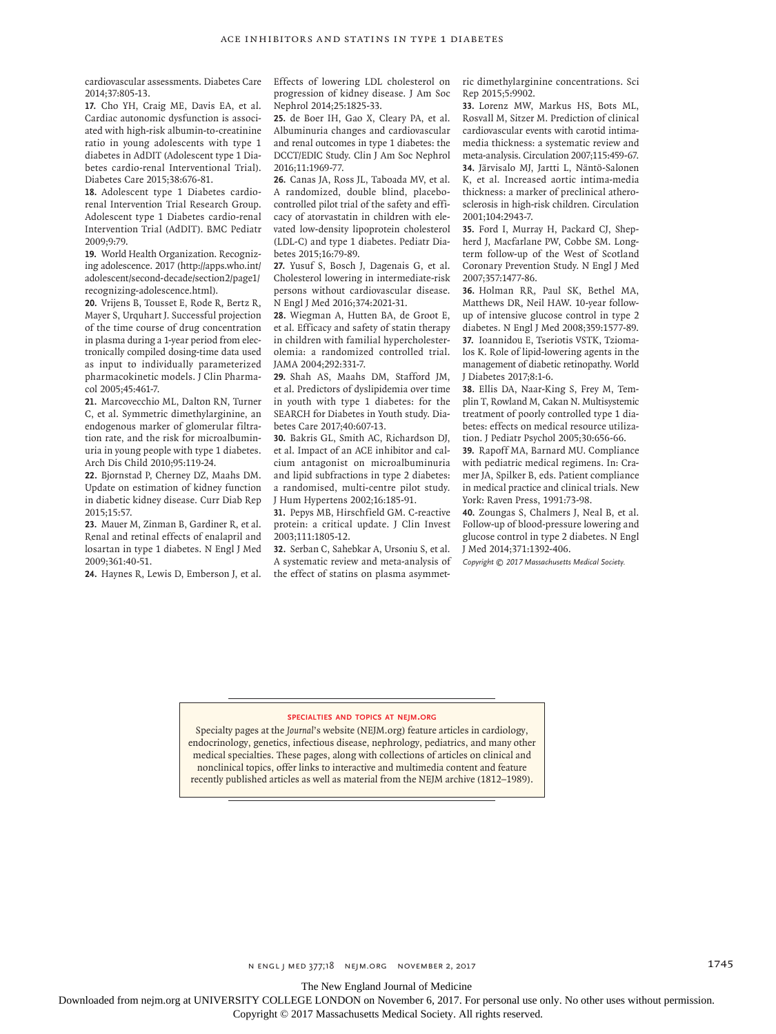cardiovascular assessments. Diabetes Care 2014;37:805-13.

**17.** Cho YH, Craig ME, Davis EA, et al. Cardiac autonomic dysfunction is associated with high-risk albumin-to-creatinine ratio in young adolescents with type 1 diabetes in AdDIT (Adolescent type 1 Diabetes cardio-renal Interventional Trial). Diabetes Care 2015;38:676-81.

**18.** Adolescent type 1 Diabetes cardio-renal Intervention Trial Research Group. Adolescent type 1 Diabetes cardio-renal Intervention Trial (AdDIT). BMC Pediatr 2009;9:79.

**19.** World Health Organization. Recognizing adolescence. 2017 (http://apps.who.int/adolescent/second-decade/section2/page1/recognizing-adolescence.html).

**20.** Vrijens B, Tousset E, Rode R, Bertz R, Mayer S, Urquhart J. Successful projection of the time course of drug concentration in plasma during a 1-year period from electronically compiled dosing-time data used as input to individually parameterized pharmacokinetic models. J Clin Pharmacol 2005;45:461-7.

**21.** Marcovecchio ML, Dalton RN, Turner C, et al. Symmetric dimethylarginine, an endogenous marker of glomerular filtration rate, and the risk for microalbuminuria in young people with type 1 diabetes. Arch Dis Child 2010;95:119-24.

**22.** Bjornstad P, Cherney DZ, Maahs DM. Update on estimation of kidney function in diabetic kidney disease. Curr Diab Rep 2015;15:57.

**23.** Mauer M, Zinman B, Gardiner R, et al. Renal and retinal effects of enalapril and losartan in type 1 diabetes. N Engl J Med 2009;361:40-51.

**24.** Haynes R, Lewis D, Emberson J, et al. Effects of lowering LDL cholesterol on progression of kidney disease. J Am Soc Nephrol 2014;25:1825-33.

**25.** de Boer IH, Gao X, Cleary PA, et al. Albuminuria changes and cardiovascular and renal outcomes in type 1 diabetes: the DCCT/EDIC Study. Clin J Am Soc Nephrol 2016;11:1969-77.

**26.** Canas JA, Ross JL, Taboada MV, et al. A randomized, double blind, placebo-controlled pilot trial of the safety and efficacy of atorvastatin in children with elevated low-density lipoprotein cholesterol (LDL-C) and type 1 diabetes. Pediatr Diabetes 2015;16:79-89.

**27.** Yusuf S, Bosch J, Dagenais G, et al. Cholesterol lowering in intermediate-risk persons without cardiovascular disease. N Engl J Med 2016;374:2021-31.

**28.** Wiegman A, Hutten BA, de Groot E, et al. Efficacy and safety of statin therapy in children with familial hypercholesterolemia: a randomized controlled trial. JAMA 2004;292:331-7.

**29.** Shah AS, Maahs DM, Stafford JM, et al. Predictors of dyslipidemia over time in youth with type 1 diabetes: for the SEARCH for Diabetes in Youth study. Diabetes Care 2017;40:607-13.

**30.** Bakris GL, Smith AC, Richardson DJ, et al. Impact of an ACE inhibitor and calcium antagonist on microalbuminuria and lipid subfractions in type 2 diabetes: a randomised, multi-centre pilot study. J Hum Hypertens 2002;16:185-91.

**31.** Pepys MB, Hirschfield GM. C-reactive protein: a critical update. J Clin Invest 2003;111:1805-12.

**32.** Serban C, Sahebkar A, Ursoniu S, et al. A systematic review and meta-analysis of the effect of statins on plasma asymmetric dimethylarginine concentrations. Sci Rep 2015;5:9902.

**33.** Lorenz MW, Markus HS, Bots ML, Rosvall M, Sitzer M. Prediction of clinical cardiovascular events with carotid intima-media thickness: a systematic review and meta-analysis. Circulation 2007;115:459-67.

**34.** Järvisalo MJ, Jartti L, Näntö-Salonen K, et al. Increased aortic intima-media thickness: a marker of preclinical atherosclerosis in high-risk children. Circulation 2001;104:2943-7.

**35.** Ford I, Murray H, Packard CJ, Shepherd J, Macfarlane PW, Cobbe SM. Long-term follow-up of the West of Scotland Coronary Prevention Study. N Engl J Med 2007;357:1477-86.

**36.** Holman RR, Paul SK, Bethel MA, Matthews DR, Neil HAW. 10-year follow-up of intensive glucose control in type 2 diabetes. N Engl J Med 2008;359:1577-89.

**37.** Ioannidou E, Tseriotis VSTK, Tziomalos K. Role of lipid-lowering agents in the management of diabetic retinopathy. World J Diabetes 2017;8:1-6.

**38.** Ellis DA, Naar-King S, Frey M, Templin T, Rowland M, Cakan N. Multisystemic treatment of poorly controlled type 1 diabetes: effects on medical resource utilization. J Pediatr Psychol 2005;30:656-66.

**39.** Rapoff MA, Barnard MU. Compliance with pediatric medical regimens. In: Cramer JA, Spilker B, eds. Patient compliance in medical practice and clinical trials. New York: Raven Press, 1991:73-98.

**40.** Zoungas S, Chalmers J, Neal B, et al. Follow-up of blood-pressure lowering and glucose control in type 2 diabetes. N Engl J Med 2014;371:1392-406.

*Copyright © 2017 Massachusetts Medical Society.*

**SPECIALTIES AND TOPICS AT NEJM.ORG**

Specialty pages at the *Journal*'s website (NEJM.org) feature articles in cardiology, endocrinology, genetics, infectious disease, nephrology, pediatrics, and many other medical specialties. These pages, along with collections of articles on clinical and nonclinical topics, offer links to interactive and multimedia content and feature recently published articles as well as material from the NEJM archive (1812–1989).